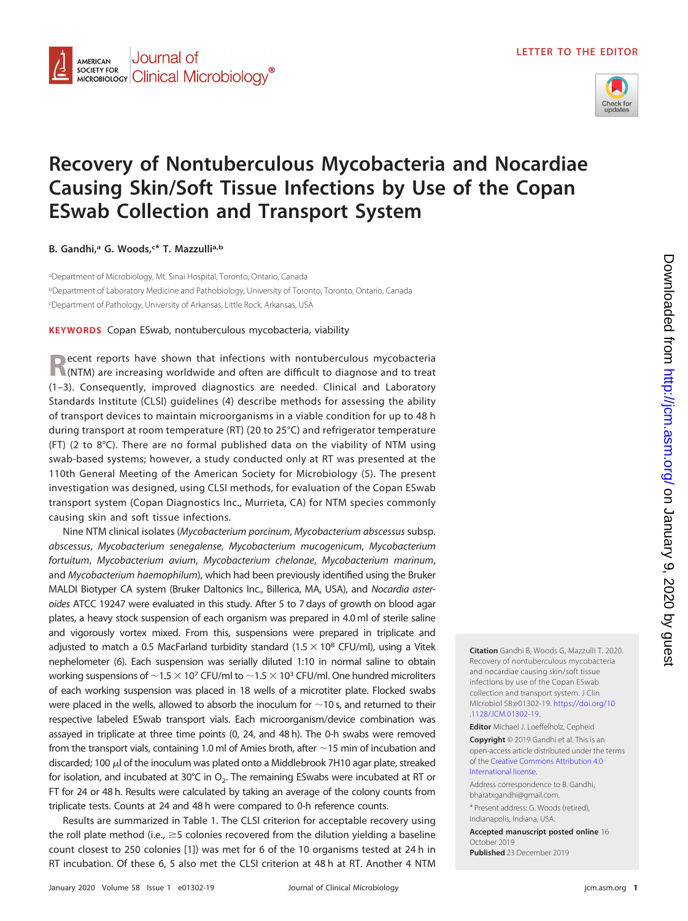LETTER TO THE EDITOR

# Recovery of Nontuberculous Mycobacteria and Nocardiae Causing Skin/Soft Tissue Infections by Use of the Copan ESwab Collection and Transport System

**B. Gandhi,[a] G. Woods,[c]* T. Mazzulli[a,b]**

[a]Department of Microbiology, Mt. Sinai Hospital, Toronto, Ontario, Canada

[b]Department of Laboratory Medicine and Pathobiology, University of Toronto, Toronto, Ontario, Canada

[c]Department of Pathology, University of Arkansas, Little Rock, Arkansas, USA

**KEYWORDS** Copan ESwab, nontuberculous mycobacteria, viability

Recent reports have shown that infections with nontuberculous mycobacteria (NTM) are increasing worldwide and often are difficult to diagnose and to treat (1–3). Consequently, improved diagnostics are needed. Clinical and Laboratory Standards Institute (CLSI) guidelines (4) describe methods for assessing the ability of transport devices to maintain microorganisms in a viable condition for up to 48 h during transport at room temperature (RT) (20 to 25°C) and refrigerator temperature (FT) (2 to 8°C). There are no formal published data on the viability of NTM using swab-based systems; however, a study conducted only at RT was presented at the 110th General Meeting of the American Society for Microbiology (5). The present investigation was designed, using CLSI methods, for evaluation of the Copan ESwab transport system (Copan Diagnostics Inc., Murrieta, CA) for NTM species commonly causing skin and soft tissue infections.

Nine NTM clinical isolates (*Mycobacterium porcinum*, *Mycobacterium abscessus* subsp. *abscessus*, *Mycobacterium senegalense*, *Mycobacterium mucogenicum*, *Mycobacterium fortuitum*, *Mycobacterium avium*, *Mycobacterium chelonae*, *Mycobacterium marinum*, and *Mycobacterium haemophilum*), which had been previously identified using the Bruker MALDI Biotyper CA system (Bruker Daltonics Inc., Billerica, MA, USA), and *Nocardia asteroides* ATCC 19247 were evaluated in this study. After 5 to 7 days of growth on blood agar plates, a heavy stock suspension of each organism was prepared in 4.0 ml of sterile saline and vigorously vortex mixed. From this, suspensions were prepared in triplicate and adjusted to match a 0.5 MacFarland turbidity standard ($1.5 \times 10^8$ CFU/ml), using a Vitek nephelometer (6). Each suspension was serially diluted 1:10 in normal saline to obtain working suspensions of ~$1.5 \times 10^7$ CFU/ml to ~$1.5 \times 10^3$ CFU/ml. One hundred microliters of each working suspension was placed in 18 wells of a microtiter plate. Flocked swabs were placed in the wells, allowed to absorb the inoculum for ~10 s, and returned to their respective labeled ESwab transport vials. Each microorganism/device combination was assayed in triplicate at three time points (0, 24, and 48 h). The 0-h swabs were removed from the transport vials, containing 1.0 ml of Amies broth, after ~15 min of incubation and discarded; 100 $\mu$l of the inoculum was plated onto a Middlebrook 7H10 agar plate, streaked for isolation, and incubated at 30°C in $O_2$. The remaining ESwabs were incubated at RT or FT for 24 or 48 h. Results were calculated by taking an average of the colony counts from triplicate tests. Counts at 24 and 48 h were compared to 0-h reference counts.

Results are summarized in Table 1. The CLSI criterion for acceptable recovery using the roll plate method (i.e., ≥5 colonies recovered from the dilution yielding a baseline count closest to 250 colonies [1]) was met for 6 of the 10 organisms tested at 24 h in RT incubation. Of these 6, 5 also met the CLSI criterion at 48 h at RT. Another 4 NTM

**Citation** Gandhi B, Woods G, Mazzulli T. 2020. Recovery of nontuberculous mycobacteria and nocardiae causing skin/soft tissue infections by use of the Copan ESwab collection and transport system. J Clin Microbiol 58:e01302-19. https://doi.org/10.1128/JCM.01302-19.

**Editor** Michael J. Loeffelholz, Cepheid

**Copyright** © 2019 Gandhi et al. This is an open-access article distributed under the terms of the Creative Commons Attribution 4.0 International license.

Address correspondence to B. Gandhi, bharatxgandhi@gmail.com.

* Present address: G. Woods (retired), Indianapolis, Indiana, USA.

**Accepted manuscript posted online** 16 October 2019

**Published** 23 December 2019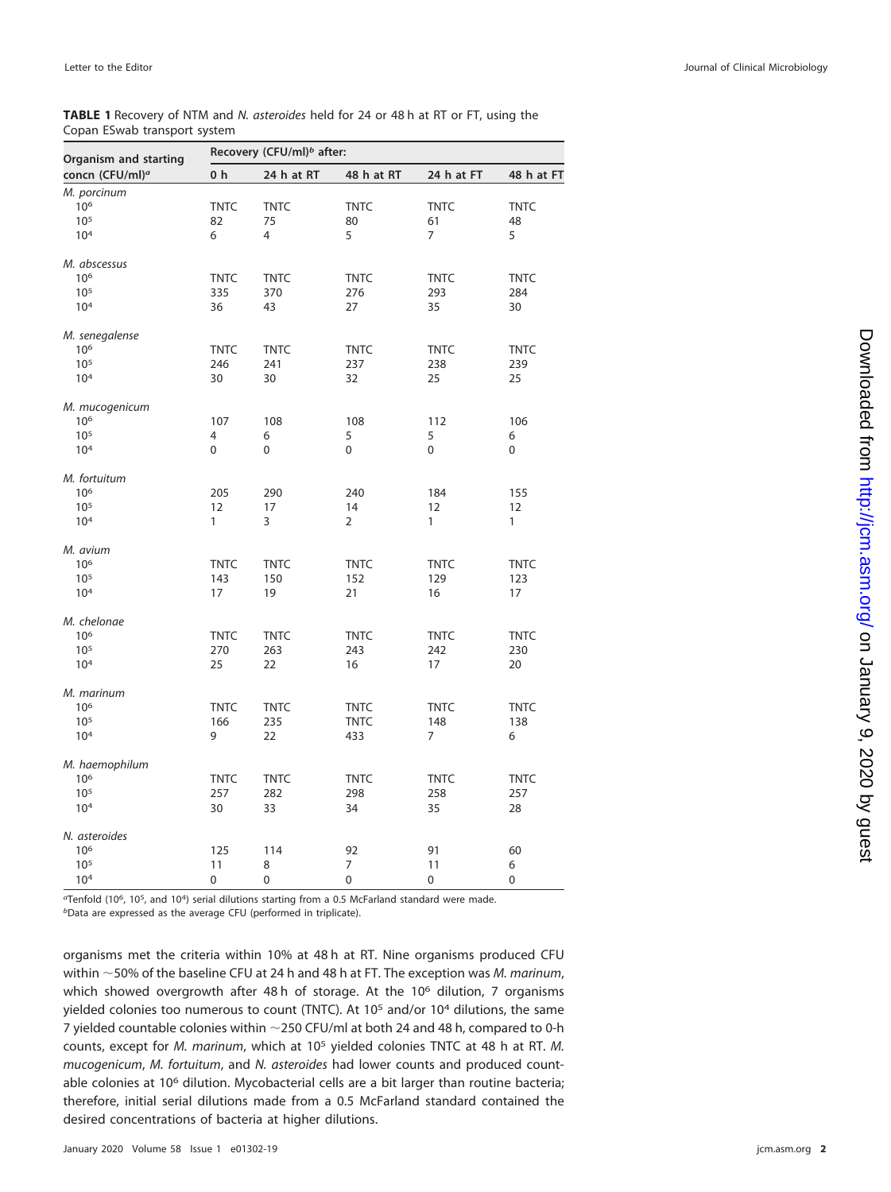**TABLE 1** Recovery of NTM and *N. asteroides* held for 24 or 48 h at RT or FT, using the Copan ESwab transport system

| Organism and starting concn (CFU/ml)[a] | Recovery (CFU/ml)[b] after: | | | | |
|---|---|---|---|---|---|
| | 0 h | 24 h at RT | 48 h at RT | 24 h at FT | 48 h at FT |
| *M. porcinum* | | | | | |
| $10^6$ | TNTC | TNTC | TNTC | TNTC | TNTC |
| $10^5$ | 82 | 75 | 80 | 61 | 48 |
| $10^4$ | 6 | 4 | 5 | 7 | 5 |
| *M. abscessus* | | | | | |
| $10^6$ | TNTC | TNTC | TNTC | TNTC | TNTC |
| $10^5$ | 335 | 370 | 276 | 293 | 284 |
| $10^4$ | 36 | 43 | 27 | 35 | 30 |
| *M. senegalense* | | | | | |
| $10^6$ | TNTC | TNTC | TNTC | TNTC | TNTC |
| $10^5$ | 246 | 241 | 237 | 238 | 239 |
| $10^4$ | 30 | 30 | 32 | 25 | 25 |
| *M. mucogenicum* | | | | | |
| $10^6$ | 107 | 108 | 108 | 112 | 106 |
| $10^5$ | 4 | 6 | 5 | 5 | 6 |
| $10^4$ | 0 | 0 | 0 | 0 | 0 |
| *M. fortuitum* | | | | | |
| $10^6$ | 205 | 290 | 240 | 184 | 155 |
| $10^5$ | 12 | 17 | 14 | 12 | 12 |
| $10^4$ | 1 | 3 | 2 | 1 | 1 |
| *M. avium* | | | | | |
| $10^6$ | TNTC | TNTC | TNTC | TNTC | TNTC |
| $10^5$ | 143 | 150 | 152 | 129 | 123 |
| $10^4$ | 17 | 19 | 21 | 16 | 17 |
| *M. chelonae* | | | | | |
| $10^6$ | TNTC | TNTC | TNTC | TNTC | TNTC |
| $10^5$ | 270 | 263 | 243 | 242 | 230 |
| $10^4$ | 25 | 22 | 16 | 17 | 20 |
| *M. marinum* | | | | | |
| $10^6$ | TNTC | TNTC | TNTC | TNTC | TNTC |
| $10^5$ | 166 | 235 | TNTC | 148 | 138 |
| $10^4$ | 9 | 22 | 433 | 7 | 6 |
| *M. haemophilum* | | | | | |
| $10^6$ | TNTC | TNTC | TNTC | TNTC | TNTC |
| $10^5$ | 257 | 282 | 298 | 258 | 257 |
| $10^4$ | 30 | 33 | 34 | 35 | 28 |
| *N. asteroides* | | | | | |
| $10^6$ | 125 | 114 | 92 | 91 | 60 |
| $10^5$ | 11 | 8 | 7 | 11 | 6 |
| $10^4$ | 0 | 0 | 0 | 0 | 0 |

[a]Tenfold ($10^6$, $10^5$, and $10^4$) serial dilutions starting from a 0.5 McFarland standard were made.
[b]Data are expressed as the average CFU (performed in triplicate).

organisms met the criteria within 10% at 48 h at RT. Nine organisms produced CFU within ~50% of the baseline CFU at 24 h and 48 h at FT. The exception was *M. marinum*, which showed overgrowth after 48 h of storage. At the $10^6$ dilution, 7 organisms yielded colonies too numerous to count (TNTC). At $10^5$ and/or $10^4$ dilutions, the same 7 yielded countable colonies within ~250 CFU/ml at both 24 and 48 h, compared to 0-h counts, except for *M. marinum*, which at $10^5$ yielded colonies TNTC at 48 h at RT. *M. mucogenicum*, *M. fortuitum*, and *N. asteroides* had lower counts and produced countable colonies at $10^6$ dilution. Mycobacterial cells are a bit larger than routine bacteria; therefore, initial serial dilutions made from a 0.5 McFarland standard contained the desired concentrations of bacteria at higher dilutions.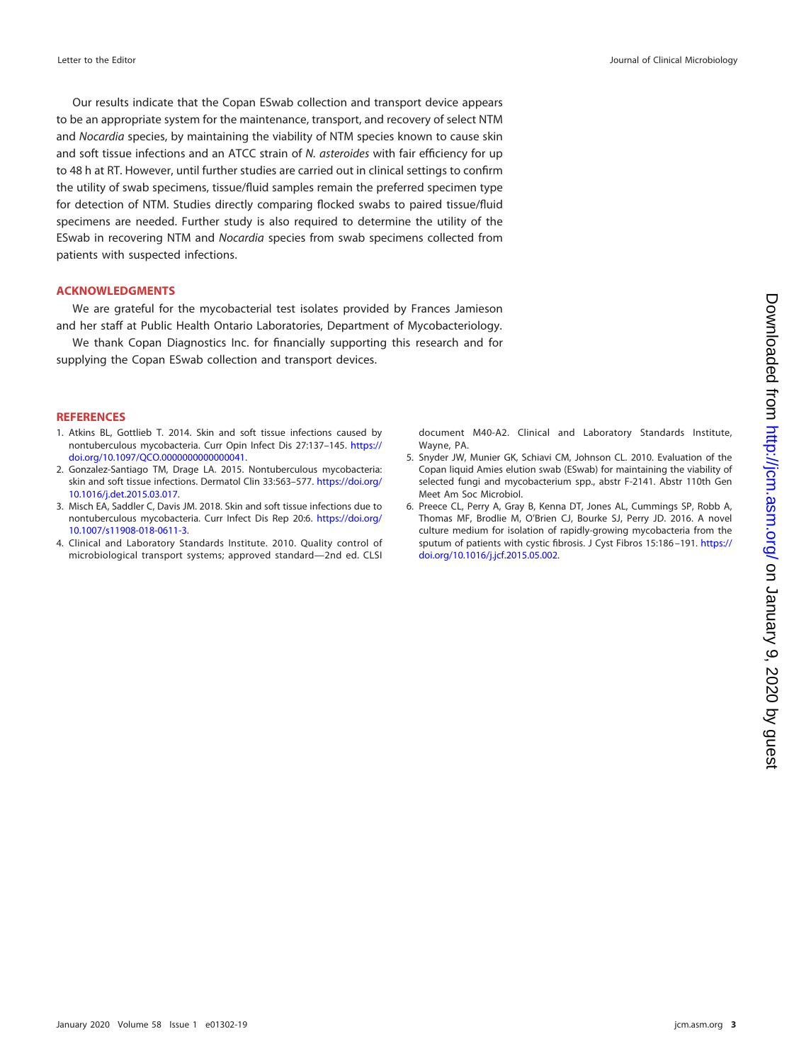Our results indicate that the Copan ESwab collection and transport device appears to be an appropriate system for the maintenance, transport, and recovery of select NTM and *Nocardia* species, by maintaining the viability of NTM species known to cause skin and soft tissue infections and an ATCC strain of *N. asteroides* with fair efficiency for up to 48 h at RT. However, until further studies are carried out in clinical settings to confirm the utility of swab specimens, tissue/fluid samples remain the preferred specimen type for detection of NTM. Studies directly comparing flocked swabs to paired tissue/fluid specimens are needed. Further study is also required to determine the utility of the ESwab in recovering NTM and *Nocardia* species from swab specimens collected from patients with suspected infections.

## ACKNOWLEDGMENTS

We are grateful for the mycobacterial test isolates provided by Frances Jamieson and her staff at Public Health Ontario Laboratories, Department of Mycobacteriology.

We thank Copan Diagnostics Inc. for financially supporting this research and for supplying the Copan ESwab collection and transport devices.

## REFERENCES

1. Atkins BL, Gottlieb T. 2014. Skin and soft tissue infections caused by nontuberculous mycobacteria. Curr Opin Infect Dis 27:137–145. https://doi.org/10.1097/QCO.0000000000000041.
2. Gonzalez-Santiago TM, Drage LA. 2015. Nontuberculous mycobacteria: skin and soft tissue infections. Dermatol Clin 33:563–577. https://doi.org/10.1016/j.det.2015.03.017.
3. Misch EA, Saddler C, Davis JM. 2018. Skin and soft tissue infections due to nontuberculous mycobacteria. Curr Infect Dis Rep 20:6. https://doi.org/10.1007/s11908-018-0611-3.
4. Clinical and Laboratory Standards Institute. 2010. Quality control of microbiological transport systems; approved standard—2nd ed. CLSI document M40-A2. Clinical and Laboratory Standards Institute, Wayne, PA.
5. Snyder JW, Munier GK, Schiavi CM, Johnson CL. 2010. Evaluation of the Copan liquid Amies elution swab (ESwab) for maintaining the viability of selected fungi and mycobacterium spp., abstr F-2141. Abstr 110th Gen Meet Am Soc Microbiol.
6. Preece CL, Perry A, Gray B, Kenna DT, Jones AL, Cummings SP, Robb A, Thomas MF, Brodlie M, O'Brien CJ, Bourke SJ, Perry JD. 2016. A novel culture medium for isolation of rapidly-growing mycobacteria from the sputum of patients with cystic fibrosis. J Cyst Fibros 15:186–191. https://doi.org/10.1016/j.jcf.2015.05.002.